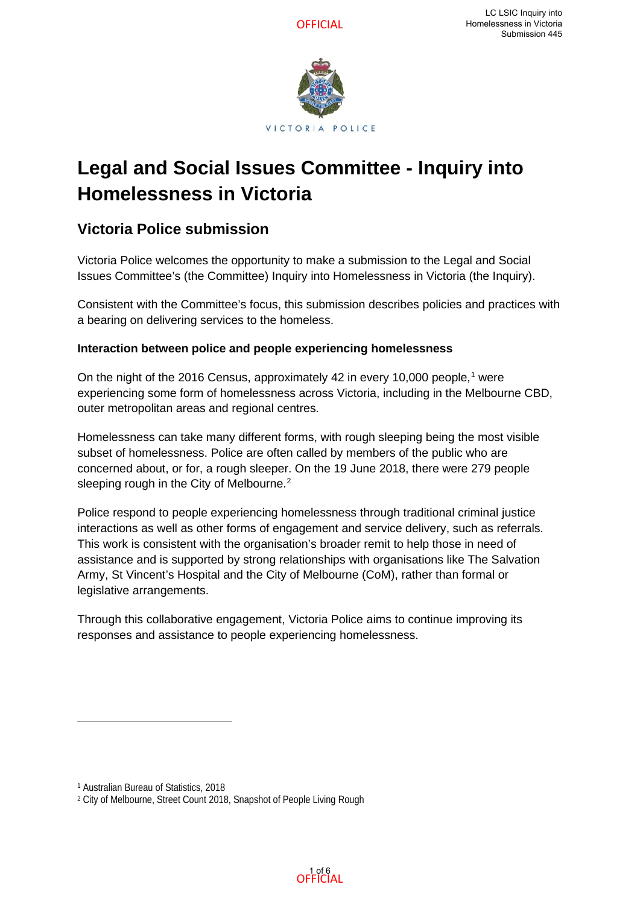# Legal and Social Issues Committee - Inquiry into Homelessness in Victoria

## Victoria Police submission

Victoria Police welcomes the opportunity to make a submission to the Legal and Social Issues Committee's (the Committee) Inquiry into Homelessness in Victoria (the Inquiry).

Consistent with the Committee's focus, this submission describes policies and practices with a bearing on delivering services to the homeless.

**Interaction between police and people experiencing homelessness**

On the night of the 2016 Census, approximately 42 in every 10,000 people,[1] were experiencing some form of homelessness across Victoria, including in the Melbourne CBD, outer metropolitan areas and regional centres.

Homelessness can take many different forms, with rough sleeping being the most visible subset of homelessness. Police are often called by members of the public who are concerned about, or for, a rough sleeper. On the 19 June 2018, there were 279 people sleeping rough in the City of Melbourne.[2]

Police respond to people experiencing homelessness through traditional criminal justice interactions as well as other forms of engagement and service delivery, such as referrals. This work is consistent with the organisation's broader remit to help those in need of assistance and is supported by strong relationships with organisations like The Salvation Army, St Vincent's Hospital and the City of Melbourne (CoM), rather than formal or legislative arrangements.

Through this collaborative engagement, Victoria Police aims to continue improving its responses and assistance to people experiencing homelessness.

---

[1] Australian Bureau of Statistics, 2018

[2] City of Melbourne, Street Count 2018, Snapshot of People Living Rough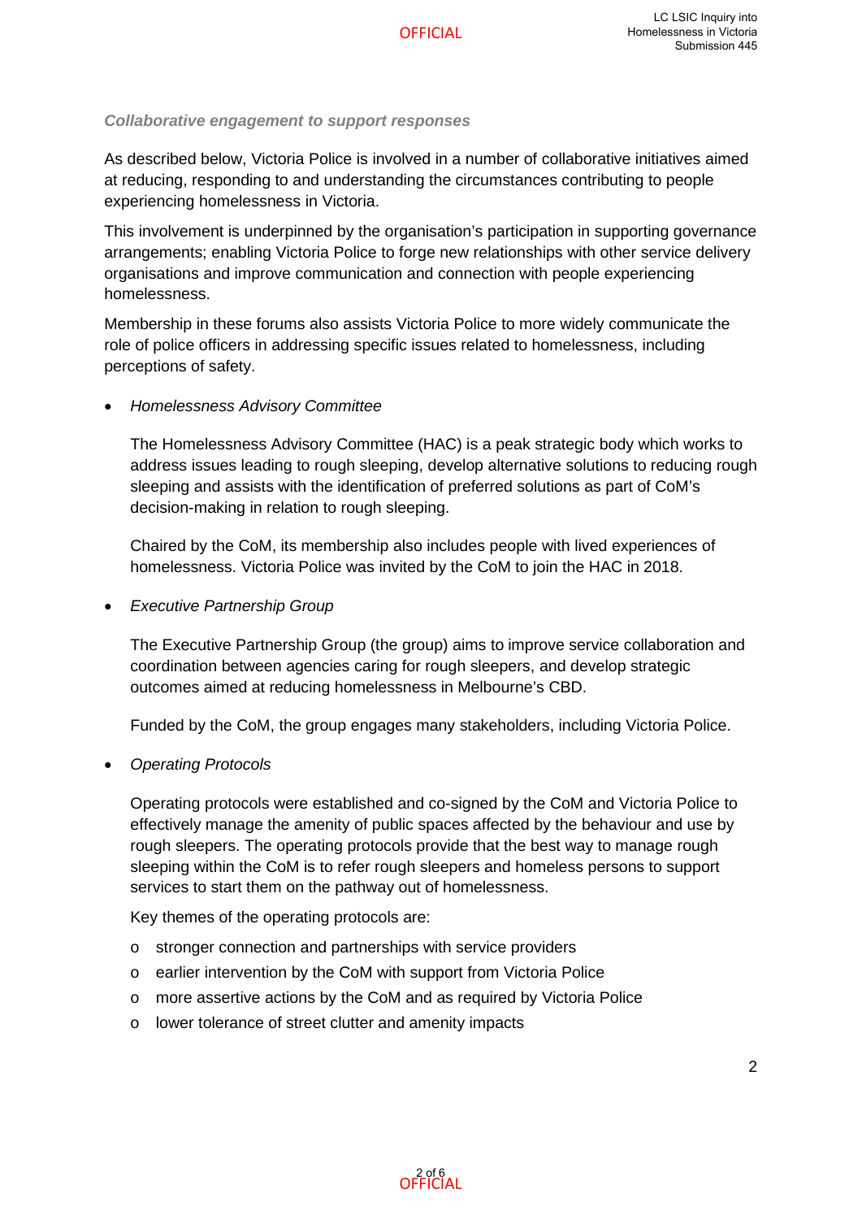### *Collaborative engagement to support responses*

As described below, Victoria Police is involved in a number of collaborative initiatives aimed at reducing, responding to and understanding the circumstances contributing to people experiencing homelessness in Victoria.

This involvement is underpinned by the organisation's participation in supporting governance arrangements; enabling Victoria Police to forge new relationships with other service delivery organisations and improve communication and connection with people experiencing homelessness.

Membership in these forums also assists Victoria Police to more widely communicate the role of police officers in addressing specific issues related to homelessness, including perceptions of safety.

- *Homelessness Advisory Committee*

  The Homelessness Advisory Committee (HAC) is a peak strategic body which works to address issues leading to rough sleeping, develop alternative solutions to reducing rough sleeping and assists with the identification of preferred solutions as part of CoM's decision-making in relation to rough sleeping.

  Chaired by the CoM, its membership also includes people with lived experiences of homelessness. Victoria Police was invited by the CoM to join the HAC in 2018.

- *Executive Partnership Group*

  The Executive Partnership Group (the group) aims to improve service collaboration and coordination between agencies caring for rough sleepers, and develop strategic outcomes aimed at reducing homelessness in Melbourne's CBD.

  Funded by the CoM, the group engages many stakeholders, including Victoria Police.

- *Operating Protocols*

  Operating protocols were established and co-signed by the CoM and Victoria Police to effectively manage the amenity of public spaces affected by the behaviour and use by rough sleepers. The operating protocols provide that the best way to manage rough sleeping within the CoM is to refer rough sleepers and homeless persons to support services to start them on the pathway out of homelessness.

  Key themes of the operating protocols are:

  - stronger connection and partnerships with service providers
  - earlier intervention by the CoM with support from Victoria Police
  - more assertive actions by the CoM and as required by Victoria Police
  - lower tolerance of street clutter and amenity impacts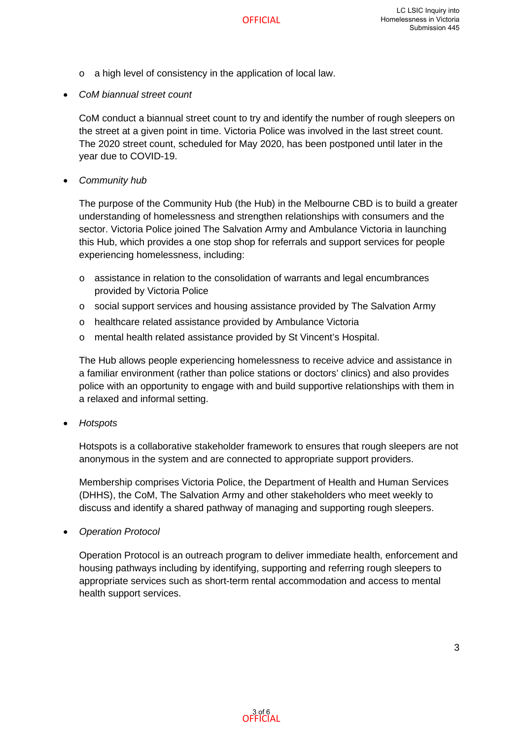- a high level of consistency in the application of local law.

- *CoM biannual street count*

  CoM conduct a biannual street count to try and identify the number of rough sleepers on the street at a given point in time. Victoria Police was involved in the last street count. The 2020 street count, scheduled for May 2020, has been postponed until later in the year due to COVID-19.

- *Community hub*

  The purpose of the Community Hub (the Hub) in the Melbourne CBD is to build a greater understanding of homelessness and strengthen relationships with consumers and the sector. Victoria Police joined The Salvation Army and Ambulance Victoria in launching this Hub, which provides a one stop shop for referrals and support services for people experiencing homelessness, including:

  - assistance in relation to the consolidation of warrants and legal encumbrances provided by Victoria Police
  - social support services and housing assistance provided by The Salvation Army
  - healthcare related assistance provided by Ambulance Victoria
  - mental health related assistance provided by St Vincent's Hospital.

  The Hub allows people experiencing homelessness to receive advice and assistance in a familiar environment (rather than police stations or doctors' clinics) and also provides police with an opportunity to engage with and build supportive relationships with them in a relaxed and informal setting.

- *Hotspots*

  Hotspots is a collaborative stakeholder framework to ensures that rough sleepers are not anonymous in the system and are connected to appropriate support providers.

  Membership comprises Victoria Police, the Department of Health and Human Services (DHHS), the CoM, The Salvation Army and other stakeholders who meet weekly to discuss and identify a shared pathway of managing and supporting rough sleepers.

- *Operation Protocol*

  Operation Protocol is an outreach program to deliver immediate health, enforcement and housing pathways including by identifying, supporting and referring rough sleepers to appropriate services such as short-term rental accommodation and access to mental health support services.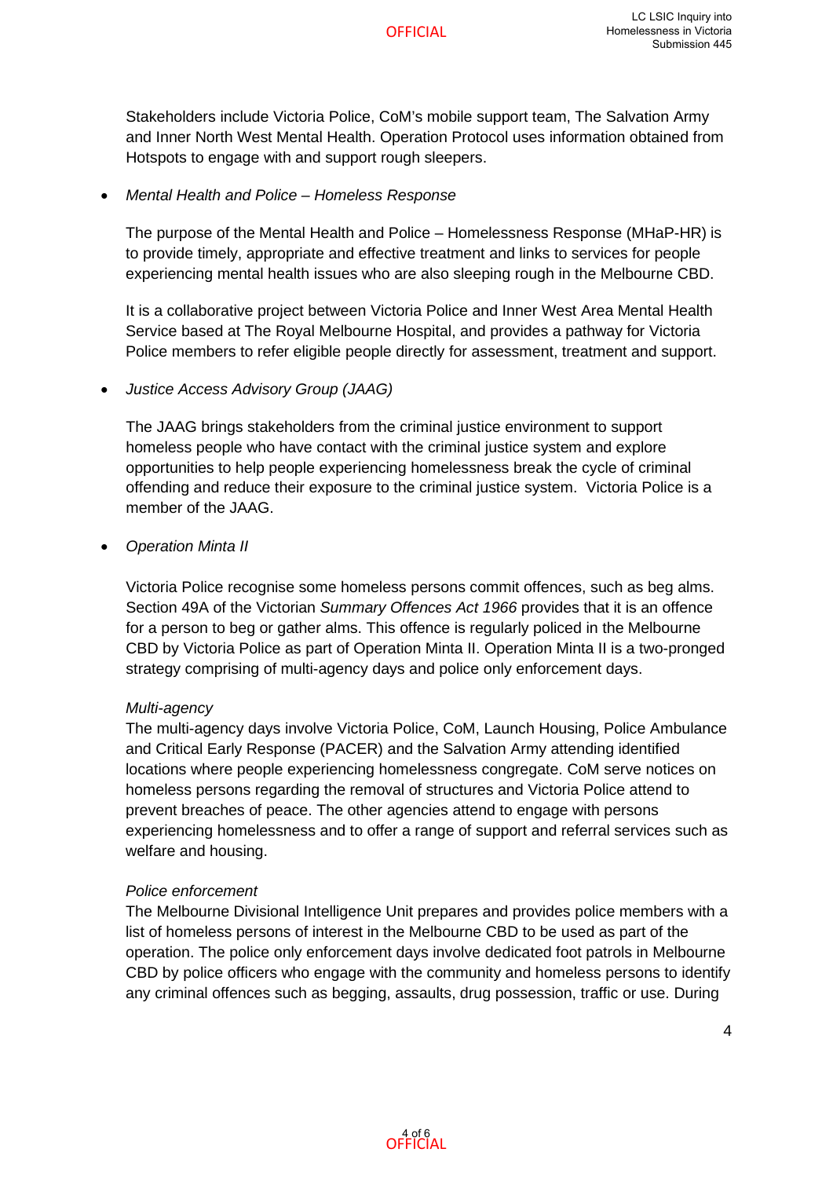Stakeholders include Victoria Police, CoM's mobile support team, The Salvation Army and Inner North West Mental Health. Operation Protocol uses information obtained from Hotspots to engage with and support rough sleepers.

- *Mental Health and Police – Homeless Response*

  The purpose of the Mental Health and Police – Homelessness Response (MHaP-HR) is to provide timely, appropriate and effective treatment and links to services for people experiencing mental health issues who are also sleeping rough in the Melbourne CBD.

  It is a collaborative project between Victoria Police and Inner West Area Mental Health Service based at The Royal Melbourne Hospital, and provides a pathway for Victoria Police members to refer eligible people directly for assessment, treatment and support.

- *Justice Access Advisory Group (JAAG)*

  The JAAG brings stakeholders from the criminal justice environment to support homeless people who have contact with the criminal justice system and explore opportunities to help people experiencing homelessness break the cycle of criminal offending and reduce their exposure to the criminal justice system. Victoria Police is a member of the JAAG.

- *Operation Minta II*

  Victoria Police recognise some homeless persons commit offences, such as beg alms. Section 49A of the Victorian *Summary Offences Act 1966* provides that it is an offence for a person to beg or gather alms. This offence is regularly policed in the Melbourne CBD by Victoria Police as part of Operation Minta II. Operation Minta II is a two-pronged strategy comprising of multi-agency days and police only enforcement days.

  *Multi-agency*
  The multi-agency days involve Victoria Police, CoM, Launch Housing, Police Ambulance and Critical Early Response (PACER) and the Salvation Army attending identified locations where people experiencing homelessness congregate. CoM serve notices on homeless persons regarding the removal of structures and Victoria Police attend to prevent breaches of peace. The other agencies attend to engage with persons experiencing homelessness and to offer a range of support and referral services such as welfare and housing.

  *Police enforcement*
  The Melbourne Divisional Intelligence Unit prepares and provides police members with a list of homeless persons of interest in the Melbourne CBD to be used as part of the operation. The police only enforcement days involve dedicated foot patrols in Melbourne CBD by police officers who engage with the community and homeless persons to identify any criminal offences such as begging, assaults, drug possession, traffic or use. During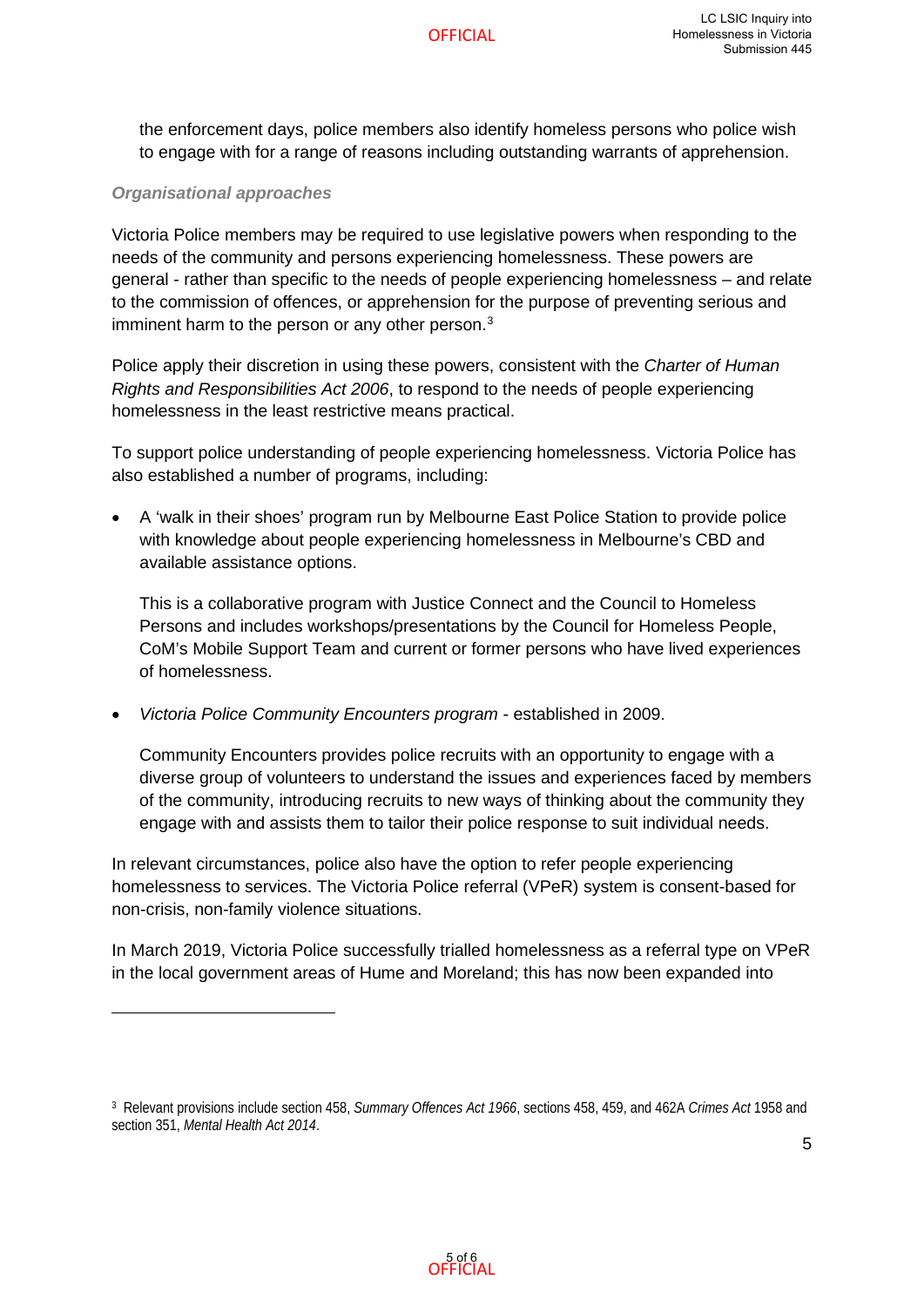the enforcement days, police members also identify homeless persons who police wish to engage with for a range of reasons including outstanding warrants of apprehension.

### *Organisational approaches*

Victoria Police members may be required to use legislative powers when responding to the needs of the community and persons experiencing homelessness. These powers are general - rather than specific to the needs of people experiencing homelessness – and relate to the commission of offences, or apprehension for the purpose of preventing serious and imminent harm to the person or any other person.[3]

Police apply their discretion in using these powers, consistent with the *Charter of Human Rights and Responsibilities Act 2006*, to respond to the needs of people experiencing homelessness in the least restrictive means practical.

To support police understanding of people experiencing homelessness. Victoria Police has also established a number of programs, including:

- A 'walk in their shoes' program run by Melbourne East Police Station to provide police with knowledge about people experiencing homelessness in Melbourne's CBD and available assistance options.

  This is a collaborative program with Justice Connect and the Council to Homeless Persons and includes workshops/presentations by the Council for Homeless People, CoM's Mobile Support Team and current or former persons who have lived experiences of homelessness.

- *Victoria Police Community Encounters program* - established in 2009.

  Community Encounters provides police recruits with an opportunity to engage with a diverse group of volunteers to understand the issues and experiences faced by members of the community, introducing recruits to new ways of thinking about the community they engage with and assists them to tailor their police response to suit individual needs.

In relevant circumstances, police also have the option to refer people experiencing homelessness to services. The Victoria Police referral (VPeR) system is consent-based for non-crisis, non-family violence situations.

In March 2019, Victoria Police successfully trialled homelessness as a referral type on VPeR in the local government areas of Hume and Moreland; this has now been expanded into

---

[3] Relevant provisions include section 458, *Summary Offences Act 1966*, sections 458, 459, and 462A *Crimes Act* 1958 and section 351, *Mental Health Act 2014*.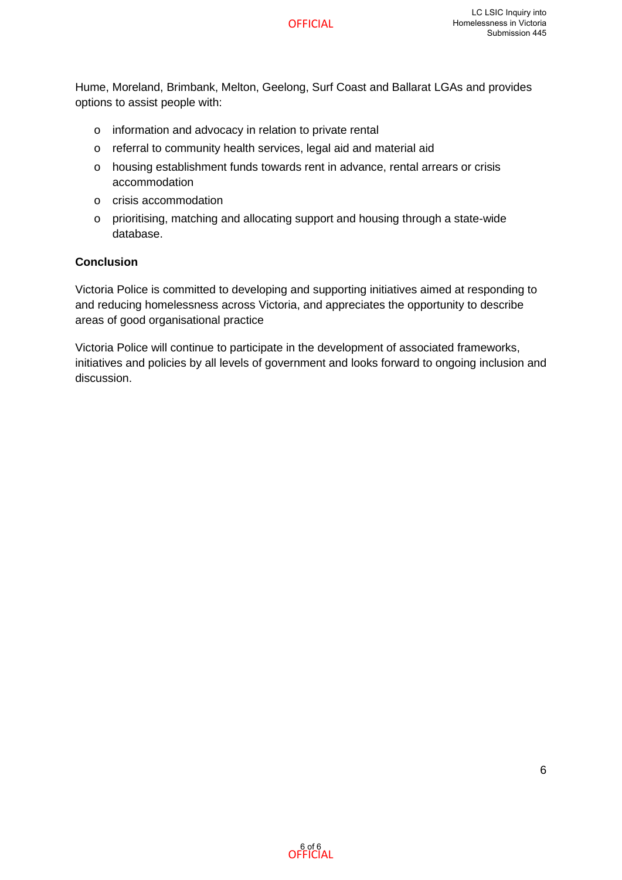Hume, Moreland, Brimbank, Melton, Geelong, Surf Coast and Ballarat LGAs and provides options to assist people with:

- information and advocacy in relation to private rental
- referral to community health services, legal aid and material aid
- housing establishment funds towards rent in advance, rental arrears or crisis accommodation
- crisis accommodation
- prioritising, matching and allocating support and housing through a state-wide database.

**Conclusion**

Victoria Police is committed to developing and supporting initiatives aimed at responding to and reducing homelessness across Victoria, and appreciates the opportunity to describe areas of good organisational practice

Victoria Police will continue to participate in the development of associated frameworks, initiatives and policies by all levels of government and looks forward to ongoing inclusion and discussion.